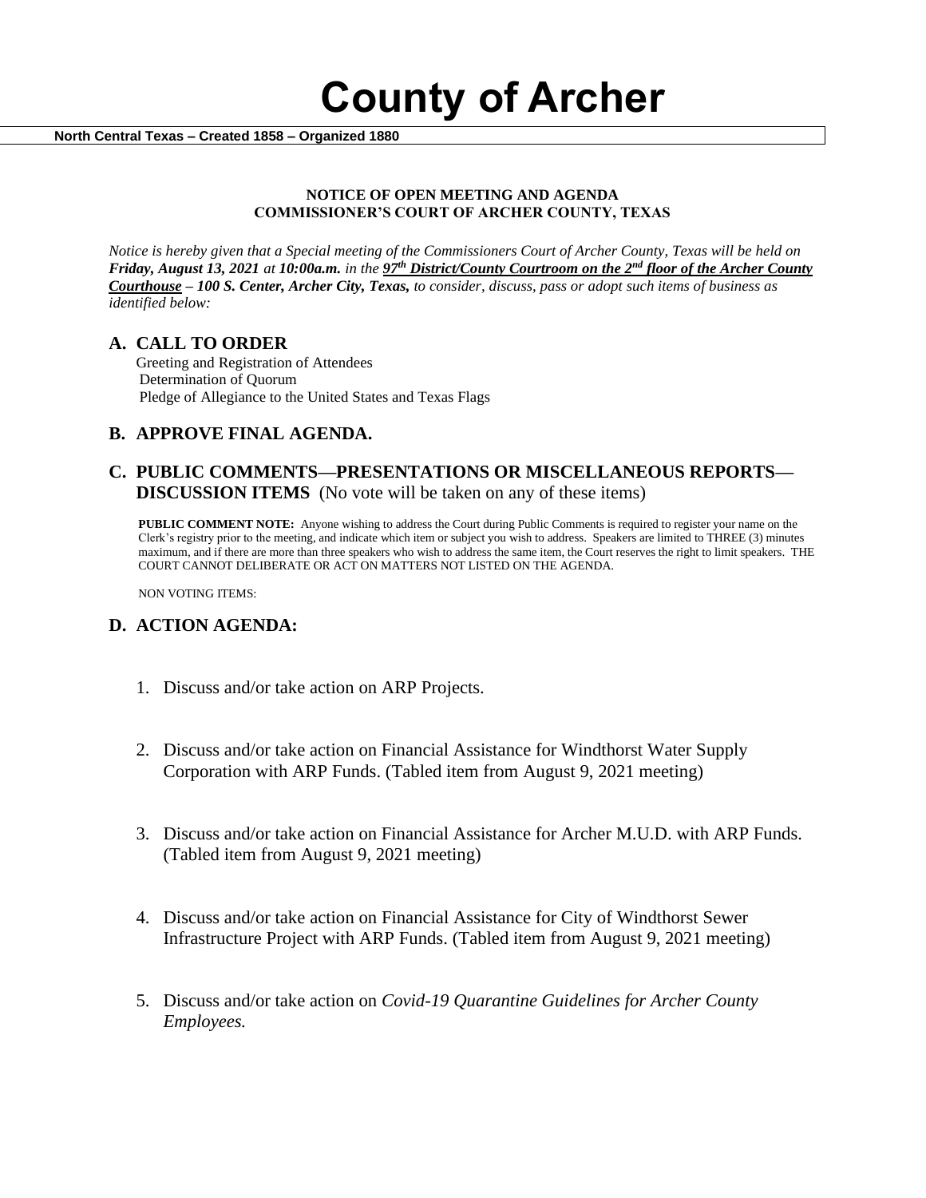# County of Archer

**North Central Texas – Created 1858 – Organized 1880**

**NOTICE OF OPEN MEETING AND AGENDA**
**COMMISSIONER'S COURT OF ARCHER COUNTY, TEXAS**

*Notice is hereby given that a Special meeting of the Commissioners Court of Archer County, Texas will be held on* ***Friday, August 13, 2021*** *at* ***10:00a.m.*** *in the* ***97th District/County Courtroom on the 2nd floor of the Archer County Courthouse – 100 S. Center, Archer City, Texas,*** *to consider, discuss, pass or adopt such items of business as identified below:*

## A. CALL TO ORDER

Greeting and Registration of Attendees
Determination of Quorum
Pledge of Allegiance to the United States and Texas Flags

## B. APPROVE FINAL AGENDA.

## C. PUBLIC COMMENTS—PRESENTATIONS OR MISCELLANEOUS REPORTS—DISCUSSION ITEMS (No vote will be taken on any of these items)

**PUBLIC COMMENT NOTE:** Anyone wishing to address the Court during Public Comments is required to register your name on the Clerk's registry prior to the meeting, and indicate which item or subject you wish to address. Speakers are limited to THREE (3) minutes maximum, and if there are more than three speakers who wish to address the same item, the Court reserves the right to limit speakers. THE COURT CANNOT DELIBERATE OR ACT ON MATTERS NOT LISTED ON THE AGENDA.

NON VOTING ITEMS:

## D. ACTION AGENDA:

1. Discuss and/or take action on ARP Projects.
2. Discuss and/or take action on Financial Assistance for Windthorst Water Supply Corporation with ARP Funds. (Tabled item from August 9, 2021 meeting)
3. Discuss and/or take action on Financial Assistance for Archer M.U.D. with ARP Funds. (Tabled item from August 9, 2021 meeting)
4. Discuss and/or take action on Financial Assistance for City of Windthorst Sewer Infrastructure Project with ARP Funds. (Tabled item from August 9, 2021 meeting)
5. Discuss and/or take action on *Covid-19 Quarantine Guidelines for Archer County Employees.*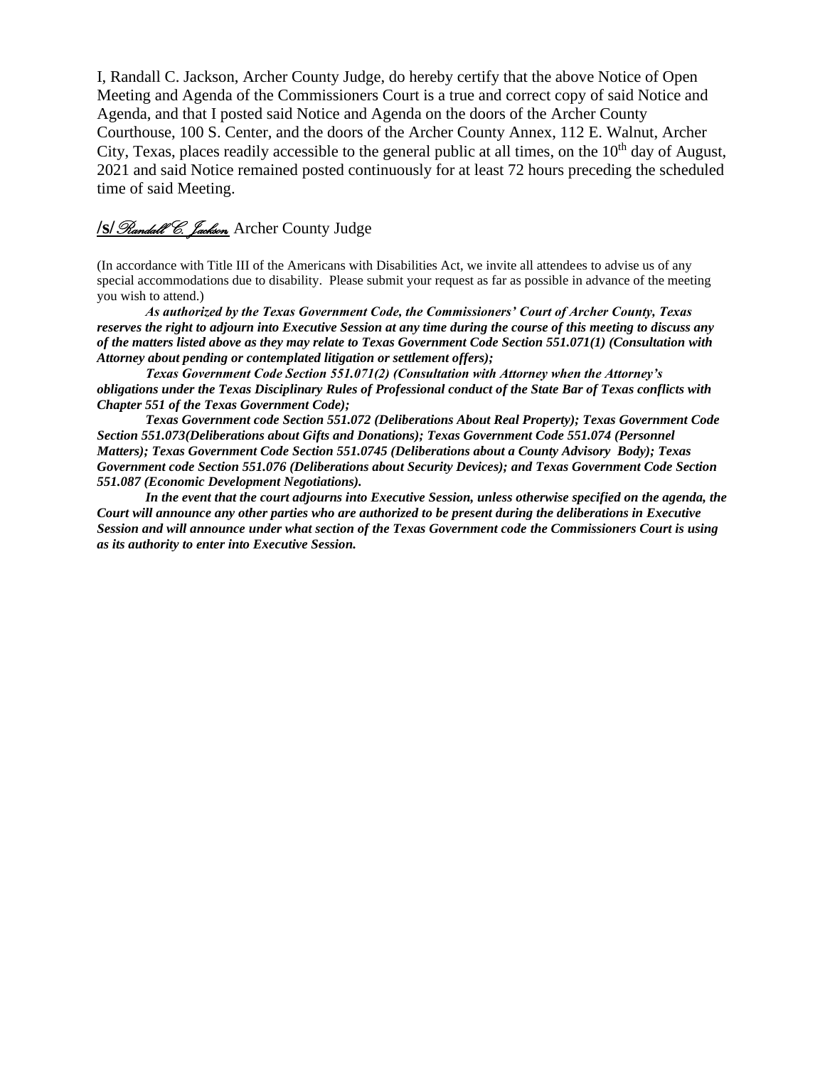I, Randall C. Jackson, Archer County Judge, do hereby certify that the above Notice of Open Meeting and Agenda of the Commissioners Court is a true and correct copy of said Notice and Agenda, and that I posted said Notice and Agenda on the doors of the Archer County Courthouse, 100 S. Center, and the doors of the Archer County Annex, 112 E. Walnut, Archer City, Texas, places readily accessible to the general public at all times, on the 10th day of August, 2021 and said Notice remained posted continuously for at least 72 hours preceding the scheduled time of said Meeting.

**/s/** *Randall C. Jackson* Archer County Judge

(In accordance with Title III of the Americans with Disabilities Act, we invite all attendees to advise us of any special accommodations due to disability. Please submit your request as far as possible in advance of the meeting you wish to attend.)

***As authorized by the Texas Government Code, the Commissioners' Court of Archer County, Texas reserves the right to adjourn into Executive Session at any time during the course of this meeting to discuss any of the matters listed above as they may relate to Texas Government Code Section 551.071(1) (Consultation with Attorney about pending or contemplated litigation or settlement offers);***

***Texas Government Code Section 551.071(2) (Consultation with Attorney when the Attorney's obligations under the Texas Disciplinary Rules of Professional conduct of the State Bar of Texas conflicts with Chapter 551 of the Texas Government Code);***

***Texas Government code Section 551.072 (Deliberations About Real Property); Texas Government Code Section 551.073(Deliberations about Gifts and Donations); Texas Government Code 551.074 (Personnel Matters); Texas Government Code Section 551.0745 (Deliberations about a County Advisory Body); Texas Government code Section 551.076 (Deliberations about Security Devices); and Texas Government Code Section 551.087 (Economic Development Negotiations).***

***In the event that the court adjourns into Executive Session, unless otherwise specified on the agenda, the Court will announce any other parties who are authorized to be present during the deliberations in Executive Session and will announce under what section of the Texas Government code the Commissioners Court is using as its authority to enter into Executive Session.***